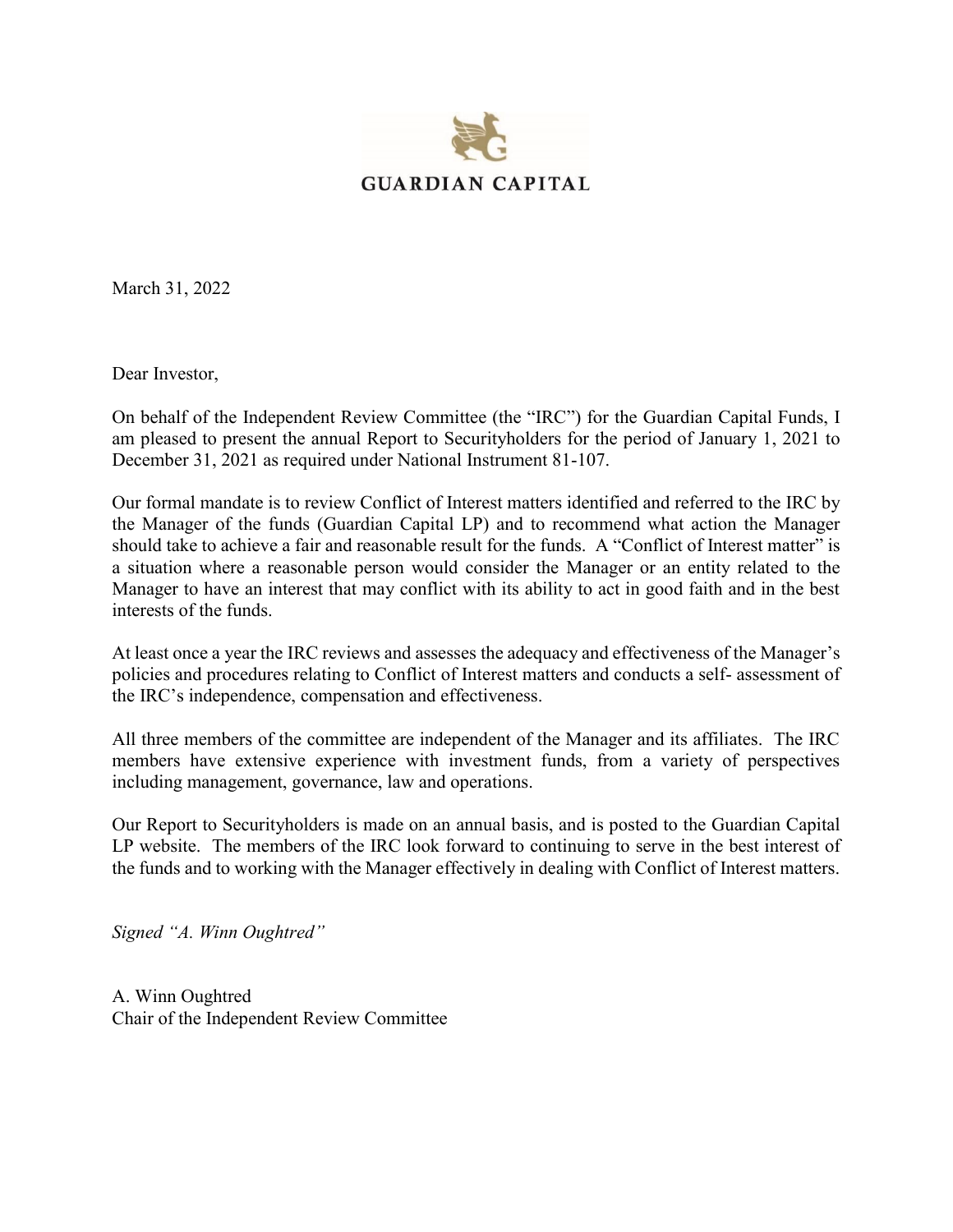GUARDIAN CAPITAL

March 31, 2022

Dear Investor,

On behalf of the Independent Review Committee (the "IRC") for the Guardian Capital Funds, I am pleased to present the annual Report to Securityholders for the period of January 1, 2021 to December 31, 2021 as required under National Instrument 81-107.

Our formal mandate is to review Conflict of Interest matters identified and referred to the IRC by the Manager of the funds (Guardian Capital LP) and to recommend what action the Manager should take to achieve a fair and reasonable result for the funds. A "Conflict of Interest matter" is a situation where a reasonable person would consider the Manager or an entity related to the Manager to have an interest that may conflict with its ability to act in good faith and in the best interests of the funds.

At least once a year the IRC reviews and assesses the adequacy and effectiveness of the Manager's policies and procedures relating to Conflict of Interest matters and conducts a self- assessment of the IRC's independence, compensation and effectiveness.

All three members of the committee are independent of the Manager and its affiliates. The IRC members have extensive experience with investment funds, from a variety of perspectives including management, governance, law and operations.

Our Report to Securityholders is made on an annual basis, and is posted to the Guardian Capital LP website. The members of the IRC look forward to continuing to serve in the best interest of the funds and to working with the Manager effectively in dealing with Conflict of Interest matters.

*Signed "A. Winn Oughtred"*

A. Winn Oughtred
Chair of the Independent Review Committee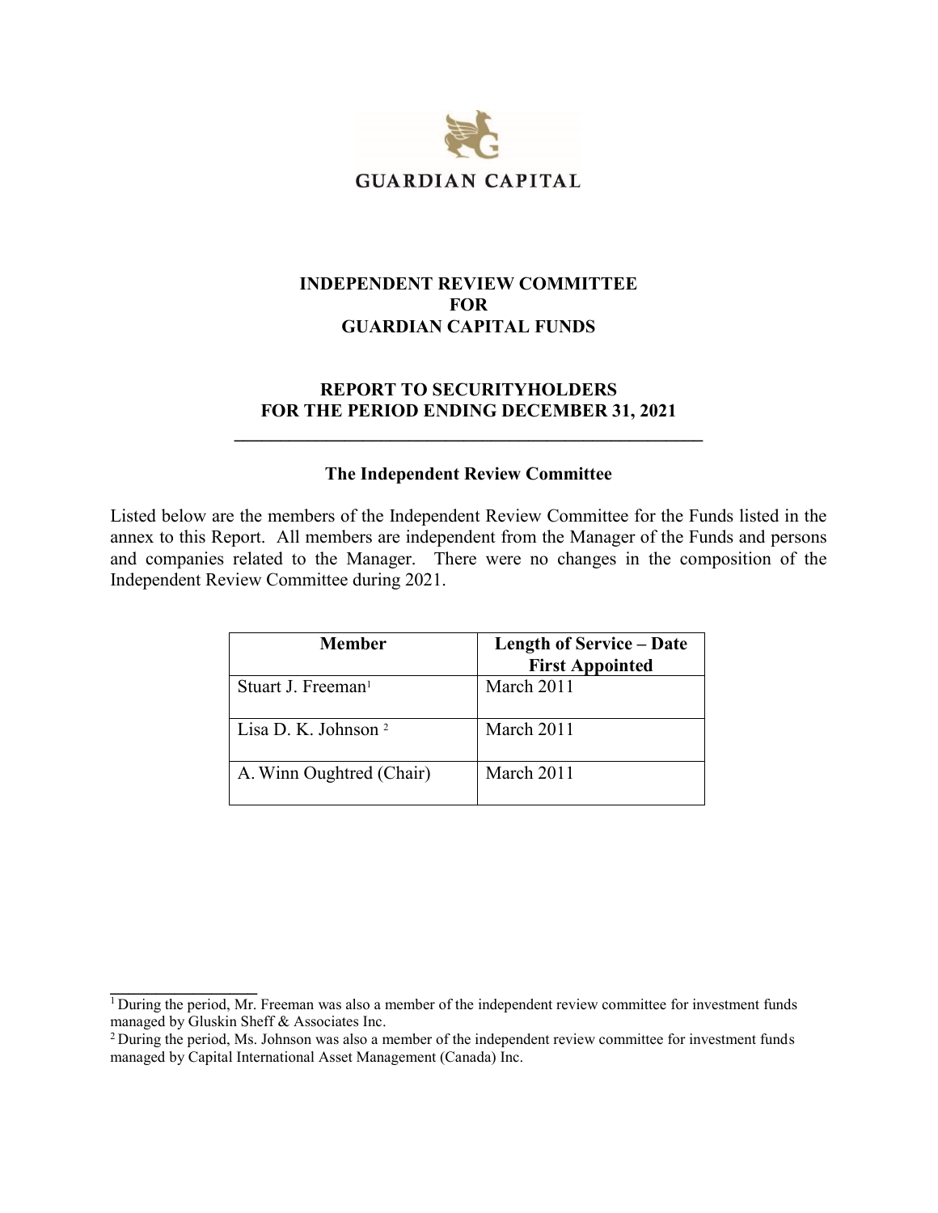**GUARDIAN CAPITAL**

# INDEPENDENT REVIEW COMMITTEE FOR GUARDIAN CAPITAL FUNDS

## REPORT TO SECURITYHOLDERS FOR THE PERIOD ENDING DECEMBER 31, 2021

---

### The Independent Review Committee

Listed below are the members of the Independent Review Committee for the Funds listed in the annex to this Report. All members are independent from the Manager of the Funds and persons and companies related to the Manager. There were no changes in the composition of the Independent Review Committee during 2021.

| Member | Length of Service – Date First Appointed |
|---|---|
| Stuart J. Freeman[1] | March 2011 |
| Lisa D. K. Johnson [2] | March 2011 |
| A. Winn Oughtred (Chair) | March 2011 |

---

[1] During the period, Mr. Freeman was also a member of the independent review committee for investment funds managed by Gluskin Sheff & Associates Inc.

[2] During the period, Ms. Johnson was also a member of the independent review committee for investment funds managed by Capital International Asset Management (Canada) Inc.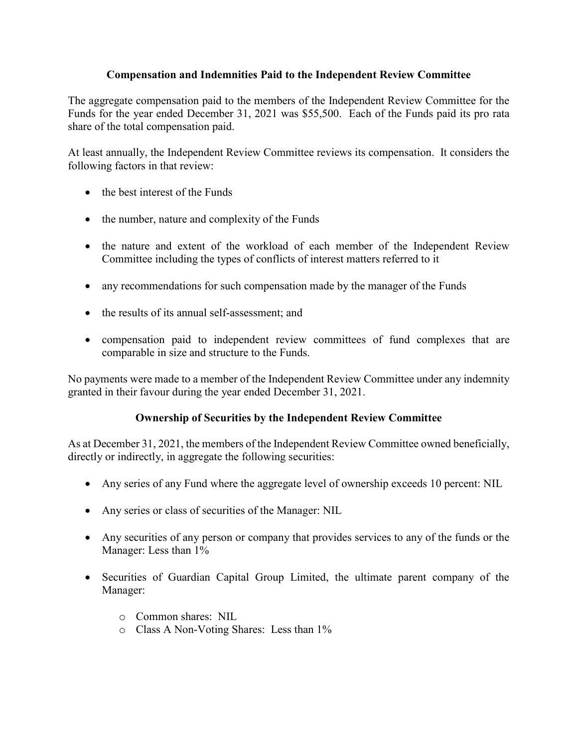## Compensation and Indemnities Paid to the Independent Review Committee

The aggregate compensation paid to the members of the Independent Review Committee for the Funds for the year ended December 31, 2021 was $55,500. Each of the Funds paid its pro rata share of the total compensation paid.

At least annually, the Independent Review Committee reviews its compensation. It considers the following factors in that review:

- the best interest of the Funds
- the number, nature and complexity of the Funds
- the nature and extent of the workload of each member of the Independent Review Committee including the types of conflicts of interest matters referred to it
- any recommendations for such compensation made by the manager of the Funds
- the results of its annual self-assessment; and
- compensation paid to independent review committees of fund complexes that are comparable in size and structure to the Funds.

No payments were made to a member of the Independent Review Committee under any indemnity granted in their favour during the year ended December 31, 2021.

## Ownership of Securities by the Independent Review Committee

As at December 31, 2021, the members of the Independent Review Committee owned beneficially, directly or indirectly, in aggregate the following securities:

- Any series of any Fund where the aggregate level of ownership exceeds 10 percent: NIL
- Any series or class of securities of the Manager: NIL
- Any securities of any person or company that provides services to any of the funds or the Manager: Less than 1%
- Securities of Guardian Capital Group Limited, the ultimate parent company of the Manager:
    - Common shares: NIL
    - Class A Non-Voting Shares: Less than 1%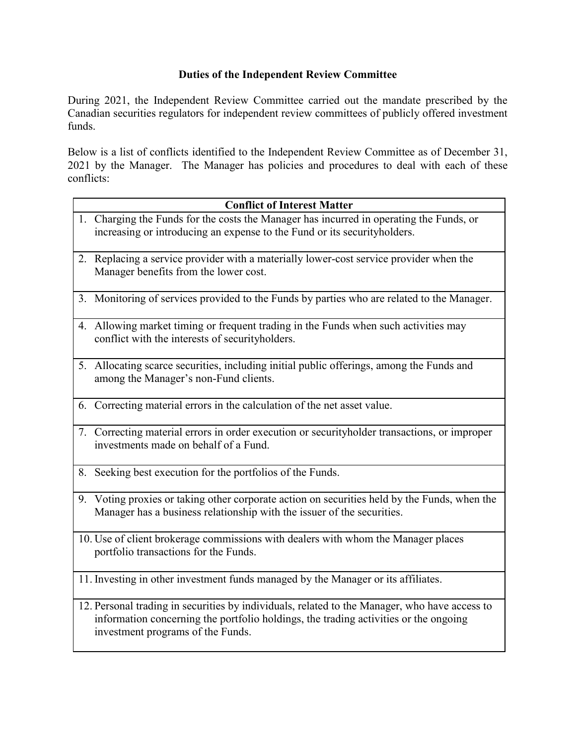## Duties of the Independent Review Committee

During 2021, the Independent Review Committee carried out the mandate prescribed by the Canadian securities regulators for independent review committees of publicly offered investment funds.

Below is a list of conflicts identified to the Independent Review Committee as of December 31, 2021 by the Manager. The Manager has policies and procedures to deal with each of these conflicts:

| Conflict of Interest Matter |
| --- |
| 1. Charging the Funds for the costs the Manager has incurred in operating the Funds, or increasing or introducing an expense to the Fund or its securityholders. |
| 2. Replacing a service provider with a materially lower-cost service provider when the Manager benefits from the lower cost. |
| 3. Monitoring of services provided to the Funds by parties who are related to the Manager. |
| 4. Allowing market timing or frequent trading in the Funds when such activities may conflict with the interests of securityholders. |
| 5. Allocating scarce securities, including initial public offerings, among the Funds and among the Manager's non-Fund clients. |
| 6. Correcting material errors in the calculation of the net asset value. |
| 7. Correcting material errors in order execution or securityholder transactions, or improper investments made on behalf of a Fund. |
| 8. Seeking best execution for the portfolios of the Funds. |
| 9. Voting proxies or taking other corporate action on securities held by the Funds, when the Manager has a business relationship with the issuer of the securities. |
| 10. Use of client brokerage commissions with dealers with whom the Manager places portfolio transactions for the Funds. |
| 11. Investing in other investment funds managed by the Manager or its affiliates. |
| 12. Personal trading in securities by individuals, related to the Manager, who have access to information concerning the portfolio holdings, the trading activities or the ongoing investment programs of the Funds. |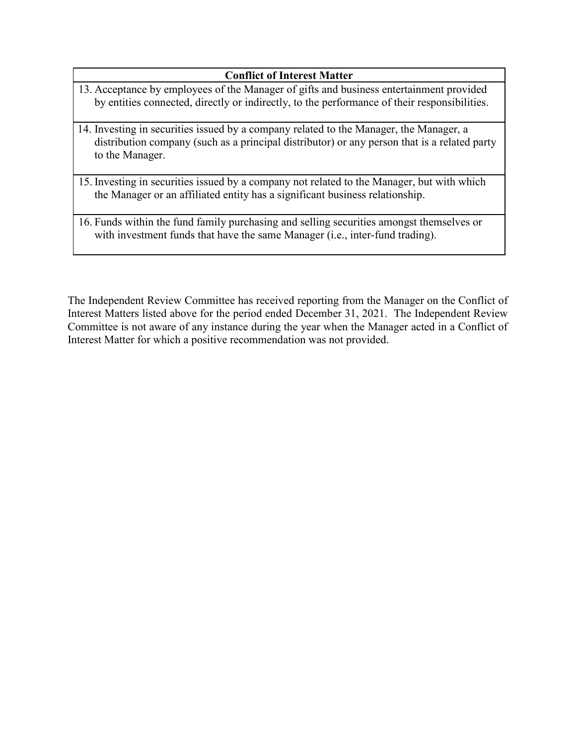| Conflict of Interest Matter |
| --- |
| 13. Acceptance by employees of the Manager of gifts and business entertainment provided by entities connected, directly or indirectly, to the performance of their responsibilities. |
| 14. Investing in securities issued by a company related to the Manager, the Manager, a distribution company (such as a principal distributor) or any person that is a related party to the Manager. |
| 15. Investing in securities issued by a company not related to the Manager, but with which the Manager or an affiliated entity has a significant business relationship. |
| 16. Funds within the fund family purchasing and selling securities amongst themselves or with investment funds that have the same Manager (i.e., inter-fund trading). |

The Independent Review Committee has received reporting from the Manager on the Conflict of Interest Matters listed above for the period ended December 31, 2021. The Independent Review Committee is not aware of any instance during the year when the Manager acted in a Conflict of Interest Matter for which a positive recommendation was not provided.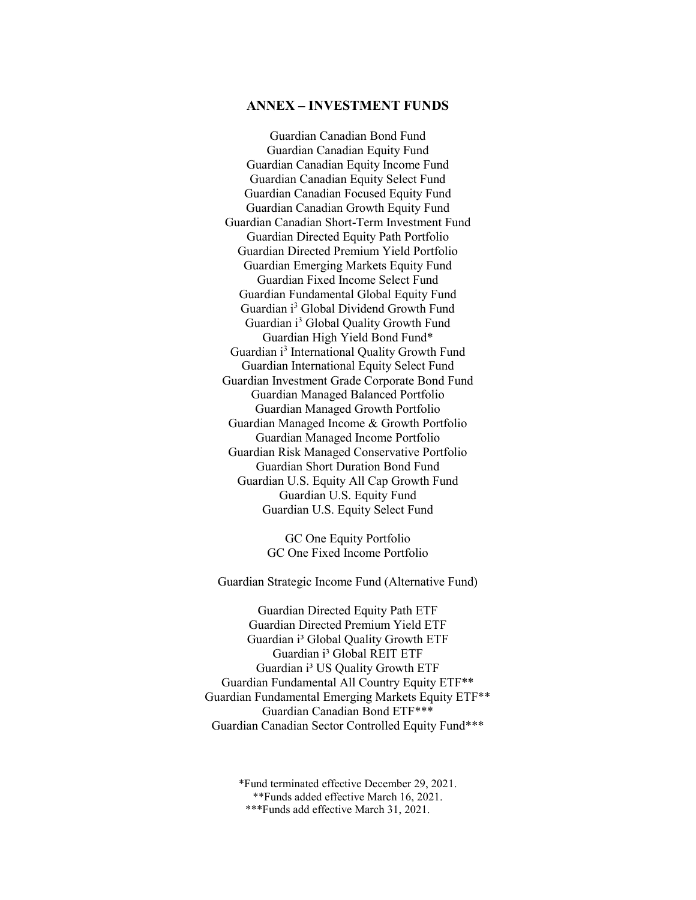## ANNEX – INVESTMENT FUNDS

Guardian Canadian Bond Fund
Guardian Canadian Equity Fund
Guardian Canadian Equity Income Fund
Guardian Canadian Equity Select Fund
Guardian Canadian Focused Equity Fund
Guardian Canadian Growth Equity Fund
Guardian Canadian Short-Term Investment Fund
Guardian Directed Equity Path Portfolio
Guardian Directed Premium Yield Portfolio
Guardian Emerging Markets Equity Fund
Guardian Fixed Income Select Fund
Guardian Fundamental Global Equity Fund
Guardian $i^3$ Global Dividend Growth Fund
Guardian $i^3$ Global Quality Growth Fund
Guardian High Yield Bond Fund*
Guardian $i^3$ International Quality Growth Fund
Guardian International Equity Select Fund
Guardian Investment Grade Corporate Bond Fund
Guardian Managed Balanced Portfolio
Guardian Managed Growth Portfolio
Guardian Managed Income & Growth Portfolio
Guardian Managed Income Portfolio
Guardian Risk Managed Conservative Portfolio
Guardian Short Duration Bond Fund
Guardian U.S. Equity All Cap Growth Fund
Guardian U.S. Equity Fund
Guardian U.S. Equity Select Fund

GC One Equity Portfolio
GC One Fixed Income Portfolio

Guardian Strategic Income Fund (Alternative Fund)

Guardian Directed Equity Path ETF
Guardian Directed Premium Yield ETF
Guardian $i^3$ Global Quality Growth ETF
Guardian $i^3$ Global REIT ETF
Guardian $i^3$ US Quality Growth ETF
Guardian Fundamental All Country Equity ETF**
Guardian Fundamental Emerging Markets Equity ETF**
Guardian Canadian Bond ETF***
Guardian Canadian Sector Controlled Equity Fund***

*Fund terminated effective December 29, 2021.
**Funds added effective March 16, 2021.
***Funds add effective March 31, 2021.